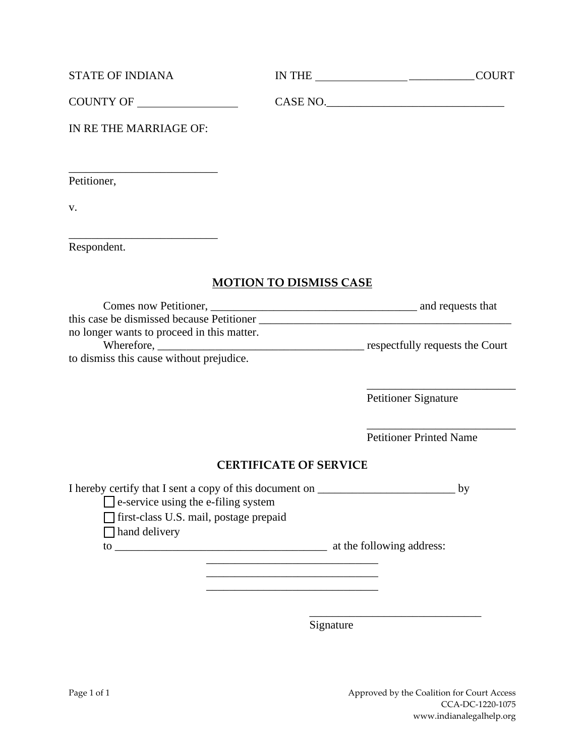STATE OF INDIANA  IN THE ____________________________ COURT

COUNTY OF _________________  CASE NO.________________________________

IN RE THE MARRIAGE OF:

__________________________
Petitioner,

v.

__________________________
Respondent.

## MOTION TO DISMISS CASE

Comes now Petitioner, ____________________________________ and requests that this case be dismissed because Petitioner ____________________________________________ no longer wants to proceed in this matter.

Wherefore, ____________________________________ respectfully requests the Court to dismiss this cause without prejudice.

__________________________
Petitioner Signature

__________________________
Petitioner Printed Name

## CERTIFICATE OF SERVICE

I hereby certify that I sent a copy of this document on ________________________ by

- ☐ e-service using the e-filing system
- ☐ first-class U.S. mail, postage prepaid
- ☐ hand delivery

to _____________________________________ at the following address:

______________________________
______________________________
______________________________

______________________________
Signature

Approved by the Coalition for Court Access
CCA-DC-1220-1075
www.indianalegalhelp.org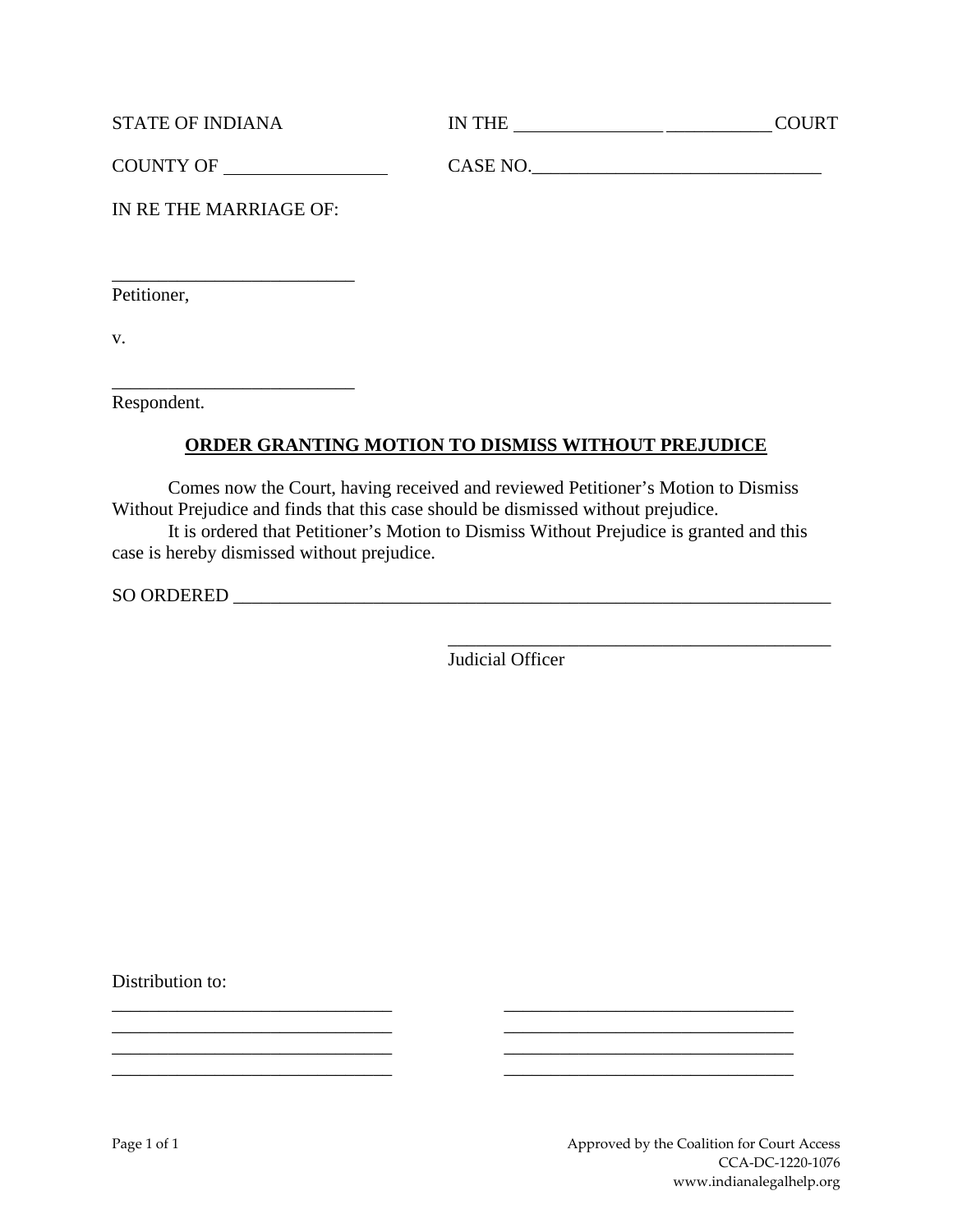STATE OF INDIANA IN THE ________________ ___________ COURT

COUNTY OF _________________ CASE NO._______________________________

IN RE THE MARRIAGE OF:

__________________________
Petitioner,

v.

__________________________
Respondent.

**ORDER GRANTING MOTION TO DISMISS WITHOUT PREJUDICE**

Comes now the Court, having received and reviewed Petitioner's Motion to Dismiss Without Prejudice and finds that this case should be dismissed without prejudice.

It is ordered that Petitioner's Motion to Dismiss Without Prejudice is granted and this case is hereby dismissed without prejudice.

SO ORDERED ________________________________________________________________

__________________________________________
Judicial Officer

Distribution to:

______________________________ ________________________________
______________________________ ________________________________
______________________________ ________________________________
______________________________ ________________________________

Approved by the Coalition for Court Access
CCA-DC-1220-1076
www.indianalegalhelp.org